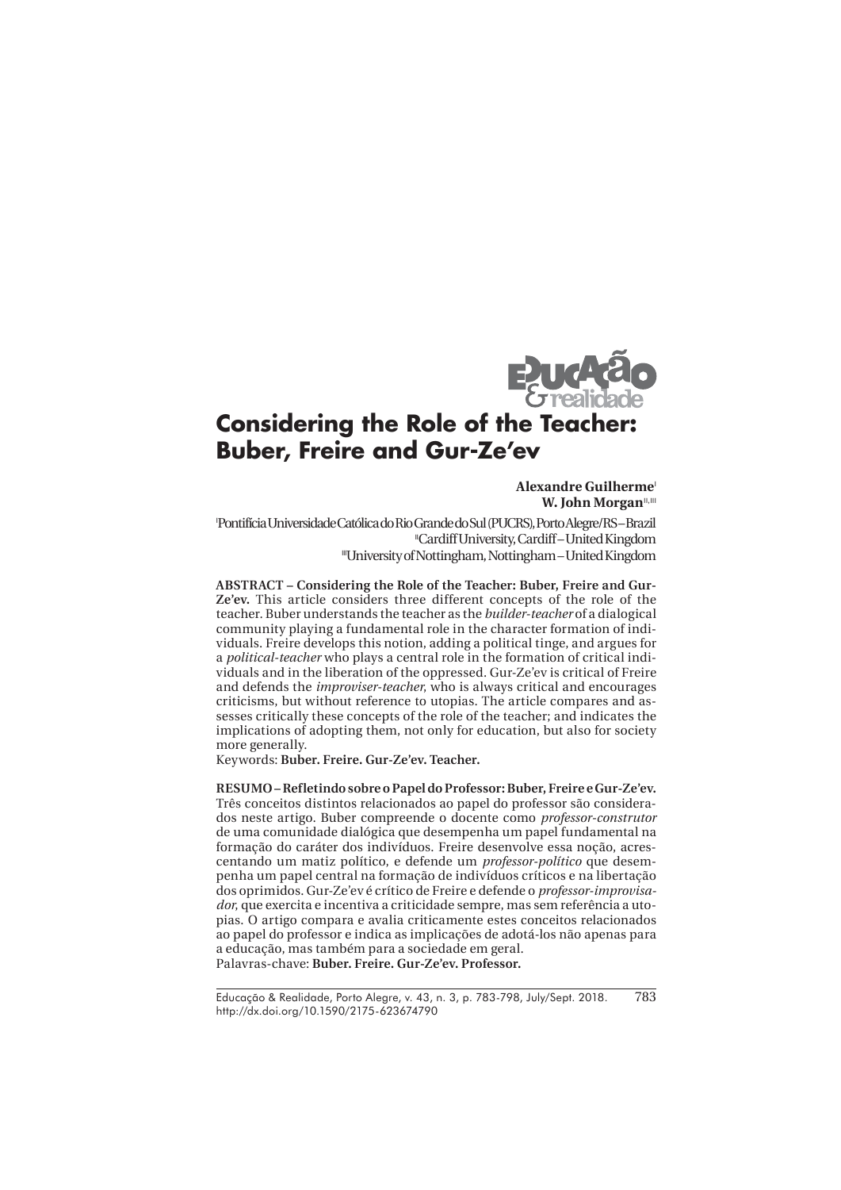# Considering the Role of the Teacher: Buber, Freire and Gur-Ze'ev

**Alexandre Guilherme**[I]
**W. John Morgan**[II,III]

[I]Pontifícia Universidade Católica do Rio Grande do Sul (PUCRS), Porto Alegre/RS – Brazil
[II]Cardiff University, Cardiff – United Kingdom
[III]University of Nottingham, Nottingham – United Kingdom

**ABSTRACT – Considering the Role of the Teacher: Buber, Freire and Gur-Ze'ev.** This article considers three different concepts of the role of the teacher. Buber understands the teacher as the *builder-teacher* of a dialogical community playing a fundamental role in the character formation of individuals. Freire develops this notion, adding a political tinge, and argues for a *political-teacher* who plays a central role in the formation of critical individuals and in the liberation of the oppressed. Gur-Ze'ev is critical of Freire and defends the *improviser-teacher*, who is always critical and encourages criticisms, but without reference to utopias. The article compares and assesses critically these concepts of the role of the teacher; and indicates the implications of adopting them, not only for education, but also for society more generally.

Keywords: **Buber. Freire. Gur-Ze'ev. Teacher.**

**RESUMO – Refletindo sobre o Papel do Professor: Buber, Freire e Gur-Ze'ev.** Três conceitos distintos relacionados ao papel do professor são considerados neste artigo. Buber compreende o docente como *professor-construtor* de uma comunidade dialógica que desempenha um papel fundamental na formação do caráter dos indivíduos. Freire desenvolve essa noção, acrescentando um matiz político, e defende um *professor-político* que desempenha um papel central na formação de indivíduos críticos e na libertação dos oprimidos. Gur-Ze'ev é crítico de Freire e defende o *professor-improvisador*, que exercita e incentiva a criticidade sempre, mas sem referência a utopias. O artigo compara e avalia criticamente estes conceitos relacionados ao papel do professor e indica as implicações de adotá-los não apenas para a educação, mas também para a sociedade em geral.

Palavras-chave: **Buber. Freire. Gur-Ze'ev. Professor.**

http://dx.doi.org/10.1590/2175-623674790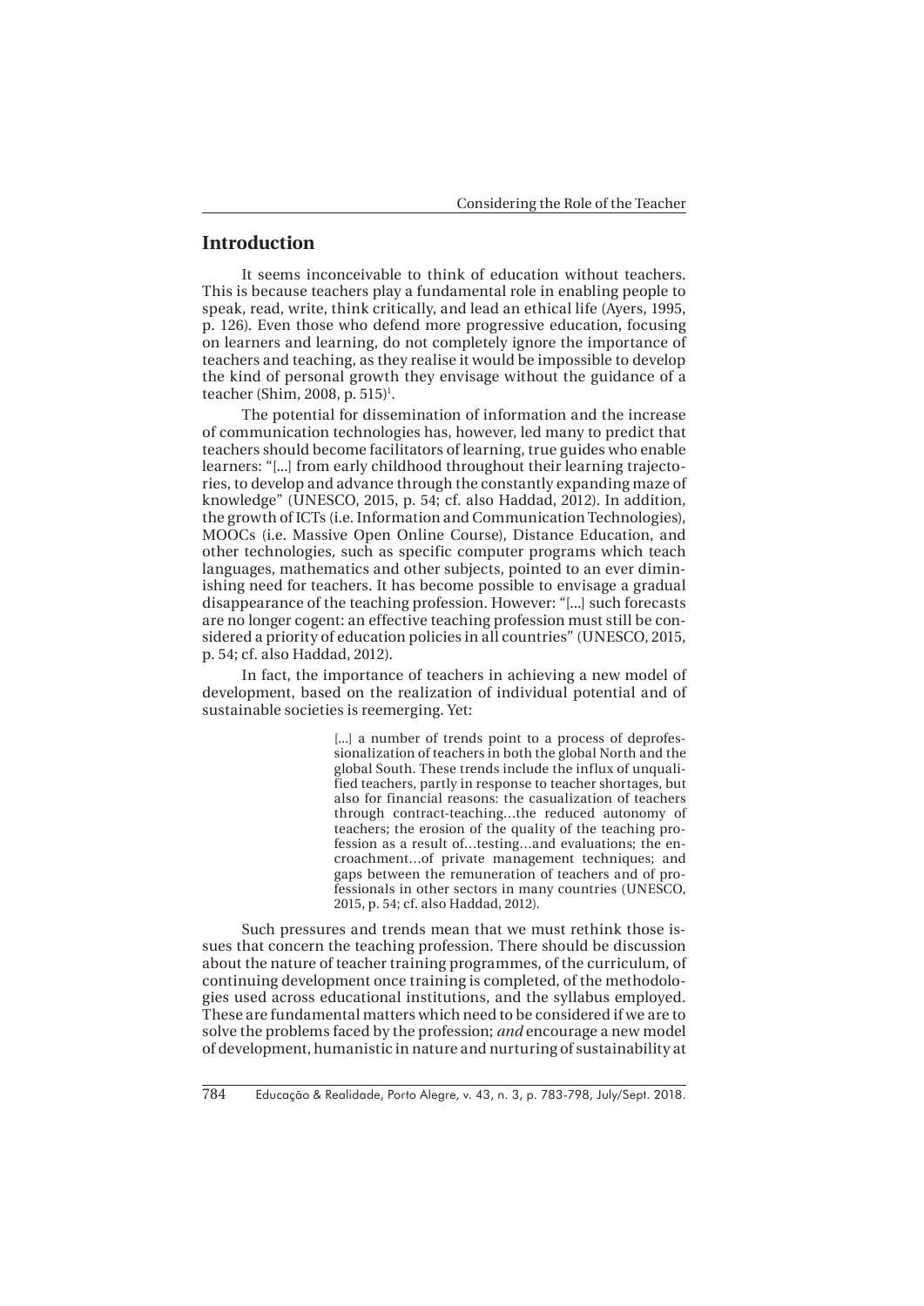## Introduction

It seems inconceivable to think of education without teachers. This is because teachers play a fundamental role in enabling people to speak, read, write, think critically, and lead an ethical life (Ayers, 1995, p. 126). Even those who defend more progressive education, focusing on learners and learning, do not completely ignore the importance of teachers and teaching, as they realise it would be impossible to develop the kind of personal growth they envisage without the guidance of a teacher (Shim, 2008, p. 515)[1].

The potential for dissemination of information and the increase of communication technologies has, however, led many to predict that teachers should become facilitators of learning, true guides who enable learners: "[...] from early childhood throughout their learning trajectories, to develop and advance through the constantly expanding maze of knowledge" (UNESCO, 2015, p. 54; cf. also Haddad, 2012). In addition, the growth of ICTs (i.e. Information and Communication Technologies), MOOCs (i.e. Massive Open Online Course), Distance Education, and other technologies, such as specific computer programs which teach languages, mathematics and other subjects, pointed to an ever diminishing need for teachers. It has become possible to envisage a gradual disappearance of the teaching profession. However: "[...] such forecasts are no longer cogent: an effective teaching profession must still be considered a priority of education policies in all countries" (UNESCO, 2015, p. 54; cf. also Haddad, 2012).

In fact, the importance of teachers in achieving a new model of development, based on the realization of individual potential and of sustainable societies is reemerging. Yet:

> [...] a number of trends point to a process of deprofessionalization of teachers in both the global North and the global South. These trends include the influx of unqualified teachers, partly in response to teacher shortages, but also for financial reasons: the casualization of teachers through contract-teaching…the reduced autonomy of teachers; the erosion of the quality of the teaching profession as a result of…testing…and evaluations; the encroachment…of private management techniques; and gaps between the remuneration of teachers and of professionals in other sectors in many countries (UNESCO, 2015, p. 54; cf. also Haddad, 2012).

Such pressures and trends mean that we must rethink those issues that concern the teaching profession. There should be discussion about the nature of teacher training programmes, of the curriculum, of continuing development once training is completed, of the methodologies used across educational institutions, and the syllabus employed. These are fundamental matters which need to be considered if we are to solve the problems faced by the profession; *and* encourage a new model of development, humanistic in nature and nurturing of sustainability at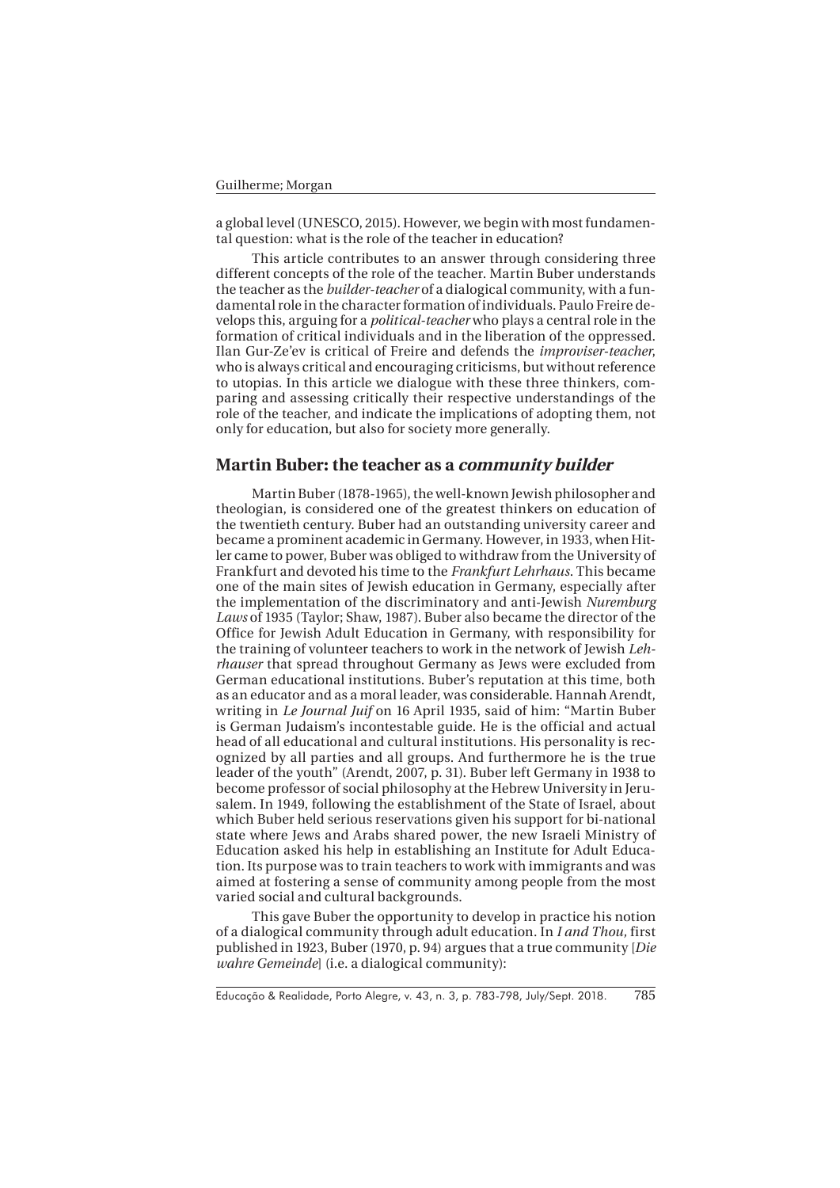a global level (UNESCO, 2015). However, we begin with most fundamental question: what is the role of the teacher in education?

This article contributes to an answer through considering three different concepts of the role of the teacher. Martin Buber understands the teacher as the *builder-teacher* of a dialogical community, with a fundamental role in the character formation of individuals. Paulo Freire develops this, arguing for a *political-teacher* who plays a central role in the formation of critical individuals and in the liberation of the oppressed. Ilan Gur-Ze'ev is critical of Freire and defends the *improviser-teacher*, who is always critical and encouraging criticisms, but without reference to utopias. In this article we dialogue with these three thinkers, comparing and assessing critically their respective understandings of the role of the teacher, and indicate the implications of adopting them, not only for education, but also for society more generally.

## Martin Buber: the teacher as a *community builder*

Martin Buber (1878-1965), the well-known Jewish philosopher and theologian, is considered one of the greatest thinkers on education of the twentieth century. Buber had an outstanding university career and became a prominent academic in Germany. However, in 1933, when Hitler came to power, Buber was obliged to withdraw from the University of Frankfurt and devoted his time to the *Frankfurt Lehrhaus*. This became one of the main sites of Jewish education in Germany, especially after the implementation of the discriminatory and anti-Jewish *Nuremburg Laws* of 1935 (Taylor; Shaw, 1987). Buber also became the director of the Office for Jewish Adult Education in Germany, with responsibility for the training of volunteer teachers to work in the network of Jewish *Lehrhauser* that spread throughout Germany as Jews were excluded from German educational institutions. Buber's reputation at this time, both as an educator and as a moral leader, was considerable. Hannah Arendt, writing in *Le Journal Juif* on 16 April 1935, said of him: "Martin Buber is German Judaism's incontestable guide. He is the official and actual head of all educational and cultural institutions. His personality is recognized by all parties and all groups. And furthermore he is the true leader of the youth" (Arendt, 2007, p. 31). Buber left Germany in 1938 to become professor of social philosophy at the Hebrew University in Jerusalem. In 1949, following the establishment of the State of Israel, about which Buber held serious reservations given his support for bi-national state where Jews and Arabs shared power, the new Israeli Ministry of Education asked his help in establishing an Institute for Adult Education. Its purpose was to train teachers to work with immigrants and was aimed at fostering a sense of community among people from the most varied social and cultural backgrounds.

This gave Buber the opportunity to develop in practice his notion of a dialogical community through adult education. In *I and Thou*, first published in 1923, Buber (1970, p. 94) argues that a true community [*Die wahre Gemeinde*] (i.e. a dialogical community):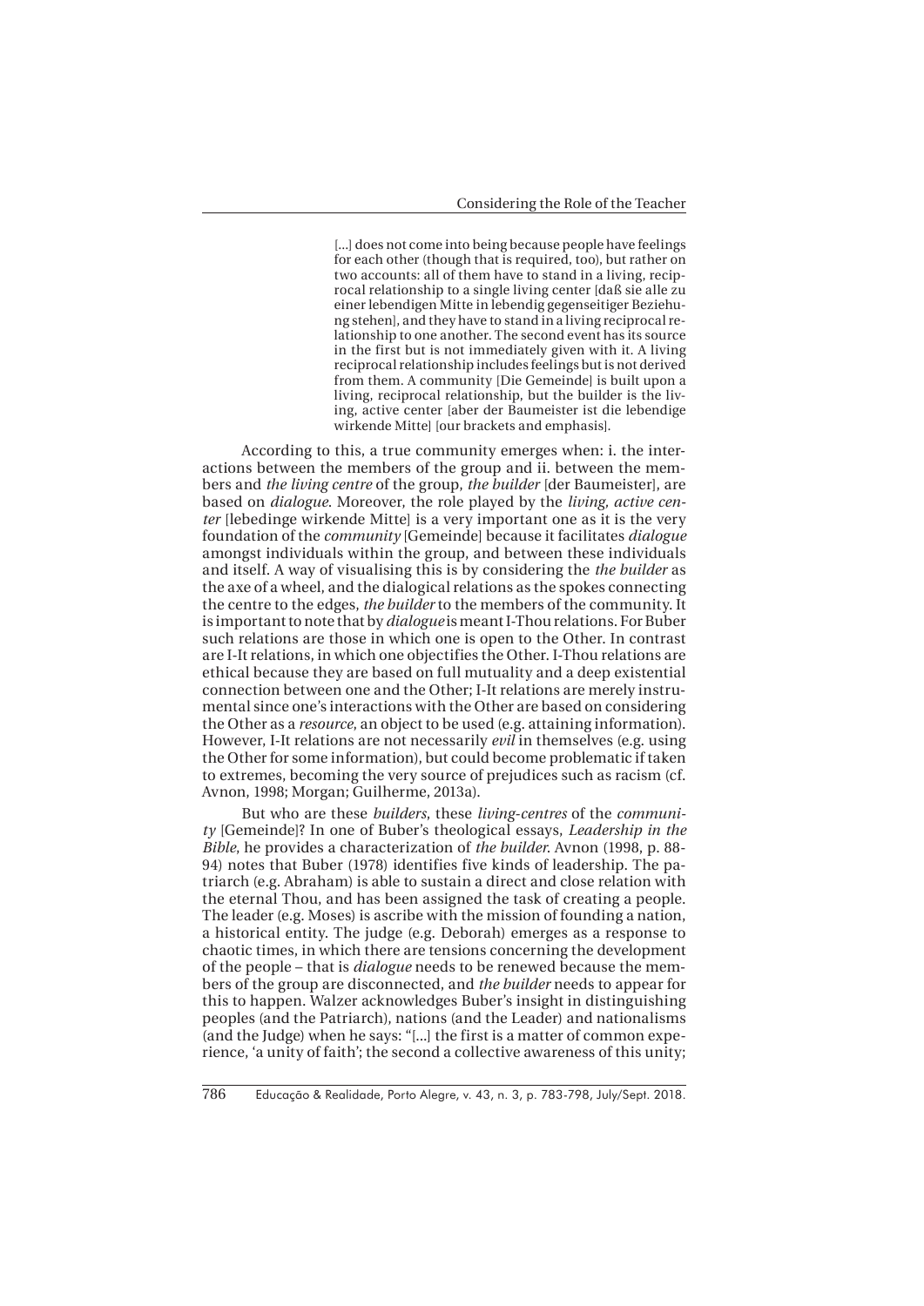> [...] does not come into being because people have feelings for each other (though that is required, too), but rather on two accounts: all of them have to stand in a living, reciprocal relationship to a single living center [daß sie alle zu einer lebendigen Mitte in lebendig gegenseitiger Beziehung stehen], and they have to stand in a living reciprocal relationship to one another. The second event has its source in the first but is not immediately given with it. A living reciprocal relationship includes feelings but is not derived from them. A community [Die Gemeinde] is built upon a living, reciprocal relationship, but the builder is the living, active center [aber der Baumeister ist die lebendige wirkende Mitte] [our brackets and emphasis].

According to this, a true community emerges when: i. the interactions between the members of the group and ii. between the members and *the living centre* of the group, *the builder* [der Baumeister], are based on *dialogue*. Moreover, the role played by the *living, active center* [lebedinge wirkende Mitte] is a very important one as it is the very foundation of the *community* [Gemeinde] because it facilitates *dialogue* amongst individuals within the group, and between these individuals and itself. A way of visualising this is by considering the *the builder* as the axe of a wheel, and the dialogical relations as the spokes connecting the centre to the edges, *the builder* to the members of the community. It is important to note that by *dialogue* is meant I-Thou relations. For Buber such relations are those in which one is open to the Other. In contrast are I-It relations, in which one objectifies the Other. I-Thou relations are ethical because they are based on full mutuality and a deep existential connection between one and the Other; I-It relations are merely instrumental since one's interactions with the Other are based on considering the Other as a *resource*, an object to be used (e.g. attaining information). However, I-It relations are not necessarily *evil* in themselves (e.g. using the Other for some information), but could become problematic if taken to extremes, becoming the very source of prejudices such as racism (cf. Avnon, 1998; Morgan; Guilherme, 2013a).

But who are these *builders*, these *living-centres* of the *community* [Gemeinde]? In one of Buber's theological essays, *Leadership in the Bible*, he provides a characterization of *the builder*. Avnon (1998, p. 88-94) notes that Buber (1978) identifies five kinds of leadership. The patriarch (e.g. Abraham) is able to sustain a direct and close relation with the eternal Thou, and has been assigned the task of creating a people. The leader (e.g. Moses) is ascribe with the mission of founding a nation, a historical entity. The judge (e.g. Deborah) emerges as a response to chaotic times, in which there are tensions concerning the development of the people – that is *dialogue* needs to be renewed because the members of the group are disconnected, and *the builder* needs to appear for this to happen. Walzer acknowledges Buber's insight in distinguishing peoples (and the Patriarch), nations (and the Leader) and nationalisms (and the Judge) when he says: "[...] the first is a matter of common experience, 'a unity of faith'; the second a collective awareness of this unity;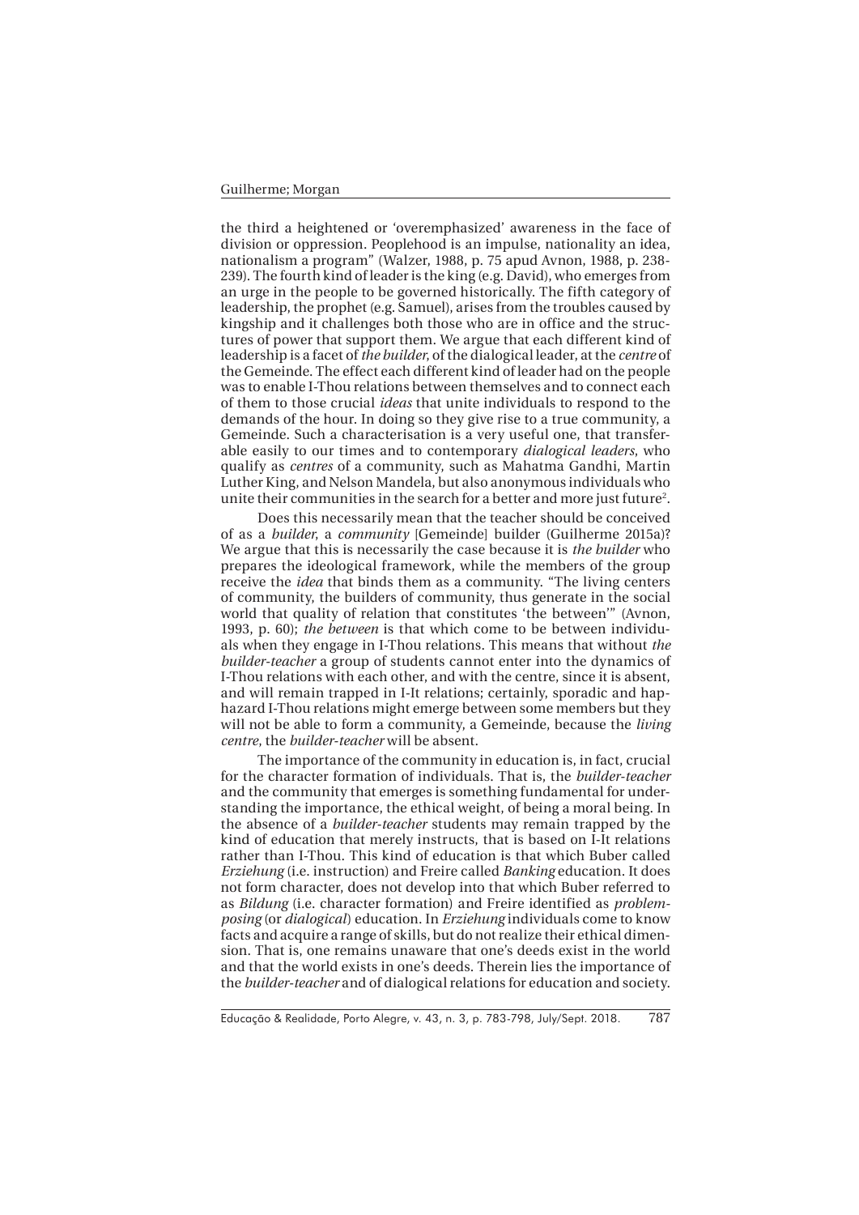the third a heightened or 'overemphasized' awareness in the face of division or oppression. Peoplehood is an impulse, nationality an idea, nationalism a program" (Walzer, 1988, p. 75 apud Avnon, 1988, p. 238-239). The fourth kind of leader is the king (e.g. David), who emerges from an urge in the people to be governed historically. The fifth category of leadership, the prophet (e.g. Samuel), arises from the troubles caused by kingship and it challenges both those who are in office and the structures of power that support them. We argue that each different kind of leadership is a facet of *the builder*, of the dialogical leader, at the *centre* of the Gemeinde. The effect each different kind of leader had on the people was to enable I-Thou relations between themselves and to connect each of them to those crucial *ideas* that unite individuals to respond to the demands of the hour. In doing so they give rise to a true community, a Gemeinde. Such a characterisation is a very useful one, that transferable easily to our times and to contemporary *dialogical leaders*, who qualify as *centres* of a community, such as Mahatma Gandhi, Martin Luther King, and Nelson Mandela, but also anonymous individuals who unite their communities in the search for a better and more just future[2].

Does this necessarily mean that the teacher should be conceived of as a *builder*, a *community* [Gemeinde] builder (Guilherme 2015a)? We argue that this is necessarily the case because it is *the builder* who prepares the ideological framework, while the members of the group receive the *idea* that binds them as a community. "The living centers of community, the builders of community, thus generate in the social world that quality of relation that constitutes 'the between'" (Avnon, 1993, p. 60); *the between* is that which come to be between individuals when they engage in I-Thou relations. This means that without *the builder-teacher* a group of students cannot enter into the dynamics of I-Thou relations with each other, and with the centre, since it is absent, and will remain trapped in I-It relations; certainly, sporadic and haphazard I-Thou relations might emerge between some members but they will not be able to form a community, a Gemeinde, because the *living centre*, the *builder-teacher* will be absent.

The importance of the community in education is, in fact, crucial for the character formation of individuals. That is, the *builder-teacher* and the community that emerges is something fundamental for understanding the importance, the ethical weight, of being a moral being. In the absence of a *builder-teacher* students may remain trapped by the kind of education that merely instructs, that is based on I-It relations rather than I-Thou. This kind of education is that which Buber called *Erziehung* (i.e. instruction) and Freire called *Banking* education. It does not form character, does not develop into that which Buber referred to as *Bildung* (i.e. character formation) and Freire identified as *problem-posing* (or *dialogical*) education. In *Erziehung* individuals come to know facts and acquire a range of skills, but do not realize their ethical dimension. That is, one remains unaware that one's deeds exist in the world and that the world exists in one's deeds. Therein lies the importance of the *builder-teacher* and of dialogical relations for education and society.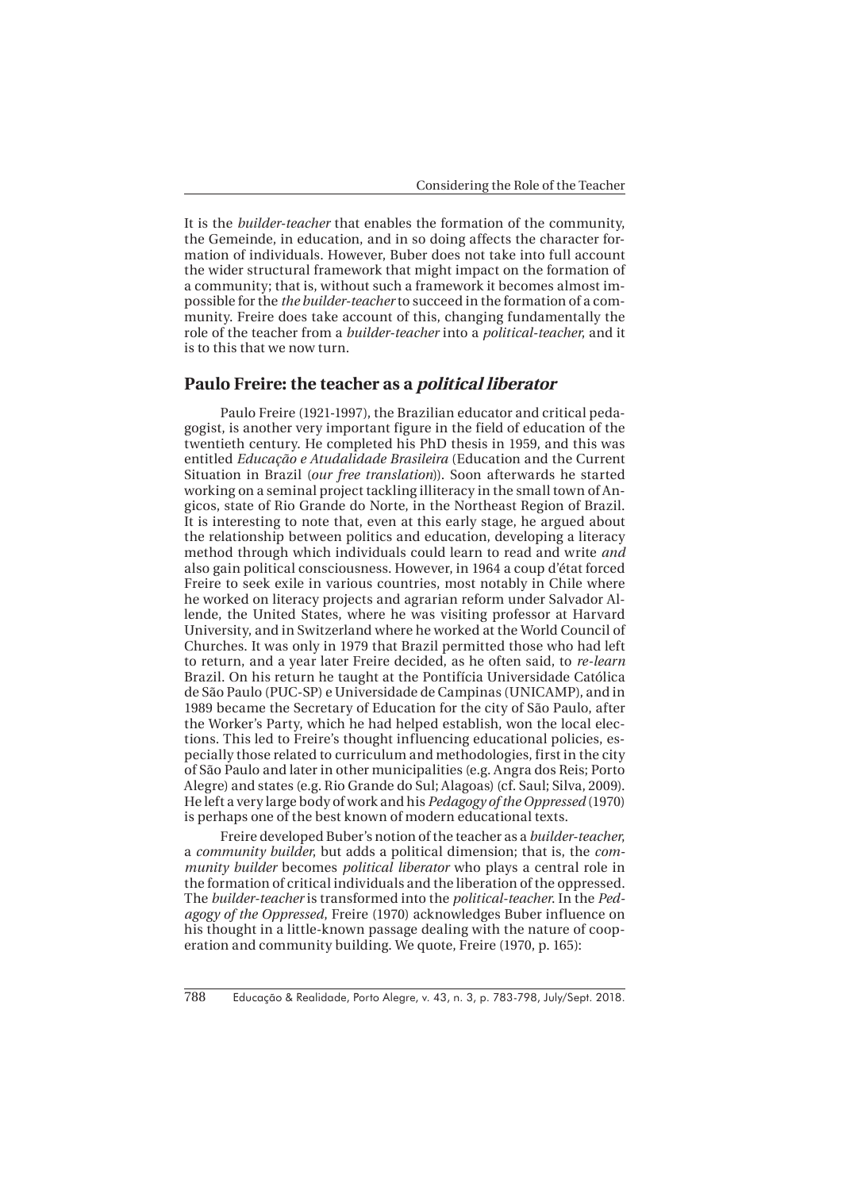It is the *builder-teacher* that enables the formation of the community, the Gemeinde, in education, and in so doing affects the character formation of individuals. However, Buber does not take into full account the wider structural framework that might impact on the formation of a community; that is, without such a framework it becomes almost impossible for the *the builder-teacher* to succeed in the formation of a community. Freire does take account of this, changing fundamentally the role of the teacher from a *builder-teacher* into a *political-teacher*, and it is to this that we now turn.

## Paulo Freire: the teacher as a *political liberator*

Paulo Freire (1921-1997), the Brazilian educator and critical pedagogist, is another very important figure in the field of education of the twentieth century. He completed his PhD thesis in 1959, and this was entitled *Educação e Atudalidade Brasileira* (Education and the Current Situation in Brazil (*our free translation*)). Soon afterwards he started working on a seminal project tackling illiteracy in the small town of Angicos, state of Rio Grande do Norte, in the Northeast Region of Brazil. It is interesting to note that, even at this early stage, he argued about the relationship between politics and education, developing a literacy method through which individuals could learn to read and write *and* also gain political consciousness. However, in 1964 a coup d'état forced Freire to seek exile in various countries, most notably in Chile where he worked on literacy projects and agrarian reform under Salvador Allende, the United States, where he was visiting professor at Harvard University, and in Switzerland where he worked at the World Council of Churches. It was only in 1979 that Brazil permitted those who had left to return, and a year later Freire decided, as he often said, to *re-learn* Brazil. On his return he taught at the Pontifícia Universidade Católica de São Paulo (PUC-SP) e Universidade de Campinas (UNICAMP), and in 1989 became the Secretary of Education for the city of São Paulo, after the Worker's Party, which he had helped establish, won the local elections. This led to Freire's thought influencing educational policies, especially those related to curriculum and methodologies, first in the city of São Paulo and later in other municipalities (e.g. Angra dos Reis; Porto Alegre) and states (e.g. Rio Grande do Sul; Alagoas) (cf. Saul; Silva, 2009). He left a very large body of work and his *Pedagogy of the Oppressed* (1970) is perhaps one of the best known of modern educational texts.

Freire developed Buber's notion of the teacher as a *builder-teacher*, a *community builder*, but adds a political dimension; that is, the *community builder* becomes *political liberator* who plays a central role in the formation of critical individuals and the liberation of the oppressed. The *builder-teacher* is transformed into the *political-teacher*. In the *Pedagogy of the Oppressed*, Freire (1970) acknowledges Buber influence on his thought in a little-known passage dealing with the nature of cooperation and community building. We quote, Freire (1970, p. 165):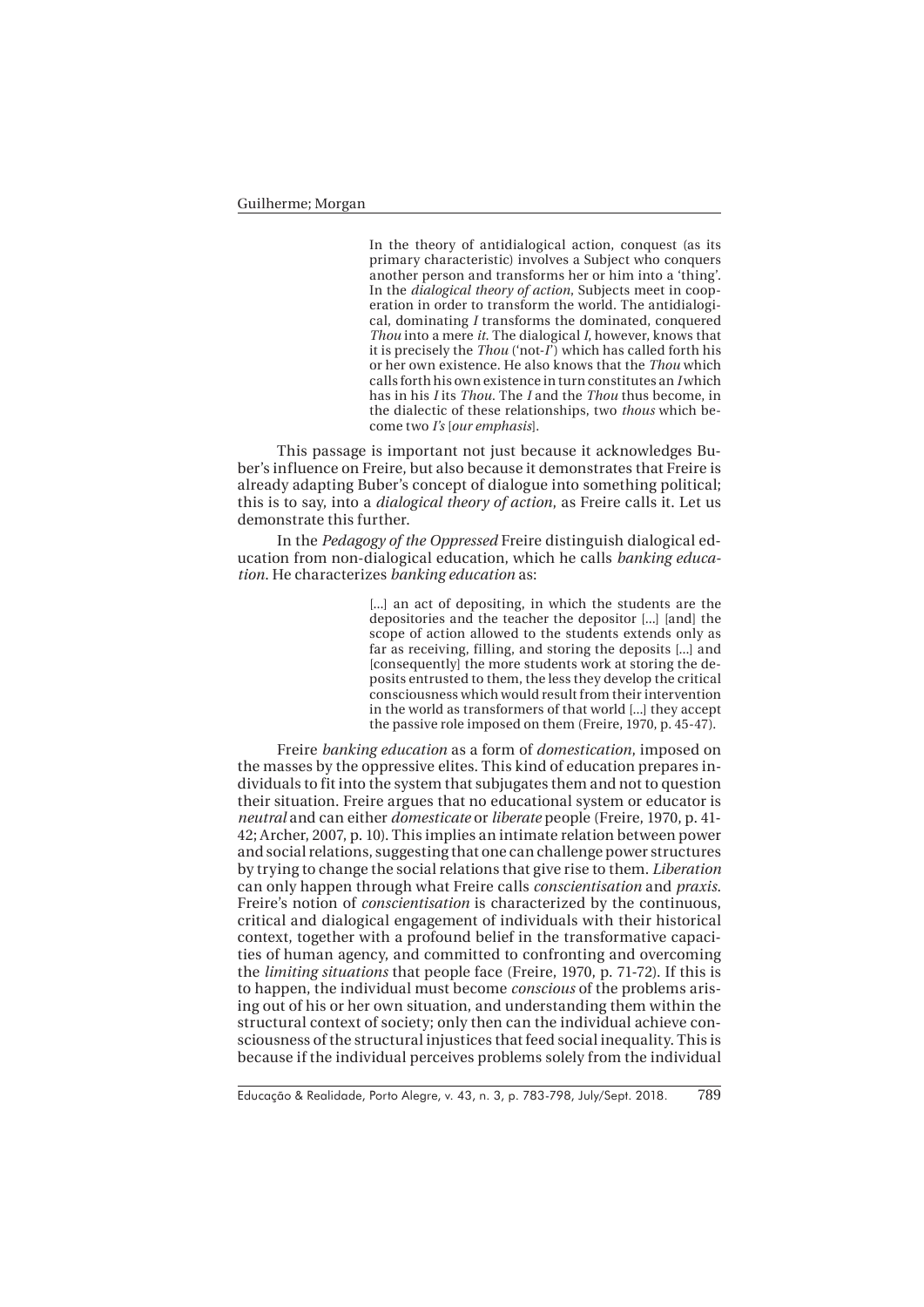> In the theory of antidialogical action, conquest (as its primary characteristic) involves a Subject who conquers another person and transforms her or him into a 'thing'. In the *dialogical theory of action*, Subjects meet in cooperation in order to transform the world. The antidialogical, dominating *I* transforms the dominated, conquered *Thou* into a mere *it*. The dialogical *I*, however, knows that it is precisely the *Thou* ('not-*I*') which has called forth his or her own existence. He also knows that the *Thou* which calls forth his own existence in turn constitutes an *I* which has in his *I* its *Thou*. The *I* and the *Thou* thus become, in the dialectic of these relationships, two *thous* which become two *I's* [*our emphasis*].

This passage is important not just because it acknowledges Buber's influence on Freire, but also because it demonstrates that Freire is already adapting Buber's concept of dialogue into something political; this is to say, into a *dialogical theory of action*, as Freire calls it. Let us demonstrate this further.

In the *Pedagogy of the Oppressed* Freire distinguish dialogical education from non-dialogical education, which he calls *banking education*. He characterizes *banking education* as:

> [...] an act of depositing, in which the students are the depositories and the teacher the depositor [...] [and] the scope of action allowed to the students extends only as far as receiving, filling, and storing the deposits [...] and [consequently] the more students work at storing the deposits entrusted to them, the less they develop the critical consciousness which would result from their intervention in the world as transformers of that world [...] they accept the passive role imposed on them (Freire, 1970, p. 45-47).

Freire *banking education* as a form of *domestication*, imposed on the masses by the oppressive elites. This kind of education prepares individuals to fit into the system that subjugates them and not to question their situation. Freire argues that no educational system or educator is *neutral* and can either *domesticate* or *liberate* people (Freire, 1970, p. 41-42; Archer, 2007, p. 10). This implies an intimate relation between power and social relations, suggesting that one can challenge power structures by trying to change the social relations that give rise to them. *Liberation* can only happen through what Freire calls *conscientisation* and *praxis*. Freire's notion of *conscientisation* is characterized by the continuous, critical and dialogical engagement of individuals with their historical context, together with a profound belief in the transformative capacities of human agency, and committed to confronting and overcoming the *limiting situations* that people face (Freire, 1970, p. 71-72). If this is to happen, the individual must become *conscious* of the problems arising out of his or her own situation, and understanding them within the structural context of society; only then can the individual achieve consciousness of the structural injustices that feed social inequality. This is because if the individual perceives problems solely from the individual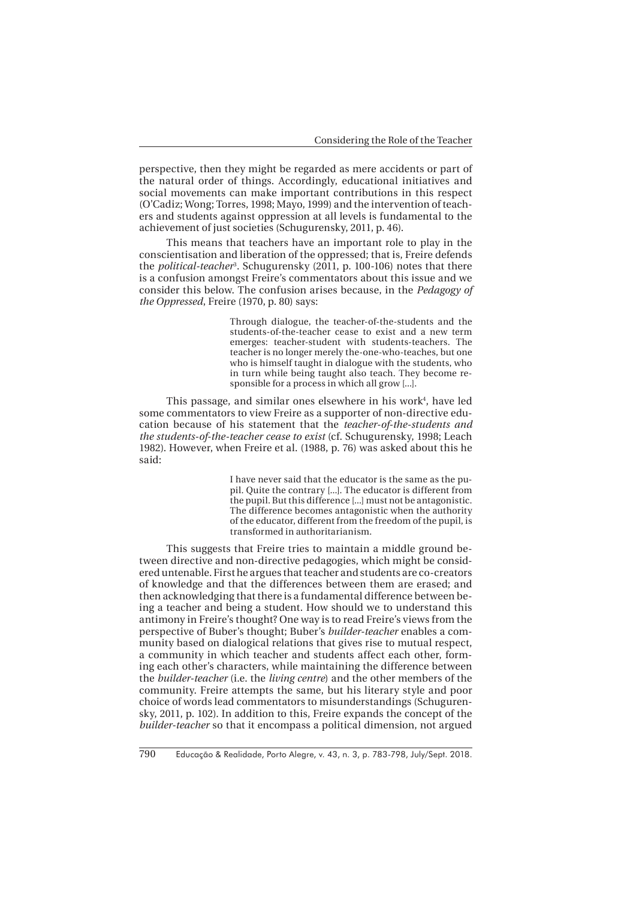perspective, then they might be regarded as mere accidents or part of the natural order of things. Accordingly, educational initiatives and social movements can make important contributions in this respect (O'Cadiz; Wong; Torres, 1998; Mayo, 1999) and the intervention of teachers and students against oppression at all levels is fundamental to the achievement of just societies (Schugurensky, 2011, p. 46).

This means that teachers have an important role to play in the conscientisation and liberation of the oppressed; that is, Freire defends the *political-teacher*[3]. Schugurensky (2011, p. 100-106) notes that there is a confusion amongst Freire's commentators about this issue and we consider this below. The confusion arises because, in the *Pedagogy of the Oppressed*, Freire (1970, p. 80) says:

> Through dialogue, the teacher-of-the-students and the students-of-the-teacher cease to exist and a new term emerges: teacher-student with students-teachers. The teacher is no longer merely the-one-who-teaches, but one who is himself taught in dialogue with the students, who in turn while being taught also teach. They become responsible for a process in which all grow [...].

This passage, and similar ones elsewhere in his work[4], have led some commentators to view Freire as a supporter of non-directive education because of his statement that the *teacher-of-the-students and the students-of-the-teacher cease to exist* (cf. Schugurensky, 1998; Leach 1982). However, when Freire et al. (1988, p. 76) was asked about this he said:

> I have never said that the educator is the same as the pupil. Quite the contrary [...]. The educator is different from the pupil. But this difference [...] must not be antagonistic. The difference becomes antagonistic when the authority of the educator, different from the freedom of the pupil, is transformed in authoritarianism.

This suggests that Freire tries to maintain a middle ground between directive and non-directive pedagogies, which might be considered untenable. First he argues that teacher and students are co-creators of knowledge and that the differences between them are erased; and then acknowledging that there is a fundamental difference between being a teacher and being a student. How should we to understand this antimony in Freire's thought? One way is to read Freire's views from the perspective of Buber's thought; Buber's *builder-teacher* enables a community based on dialogical relations that gives rise to mutual respect, a community in which teacher and students affect each other, forming each other's characters, while maintaining the difference between the *builder-teacher* (i.e. the *living centre*) and the other members of the community. Freire attempts the same, but his literary style and poor choice of words lead commentators to misunderstandings (Schugurensky, 2011, p. 102). In addition to this, Freire expands the concept of the *builder-teacher* so that it encompass a political dimension, not argued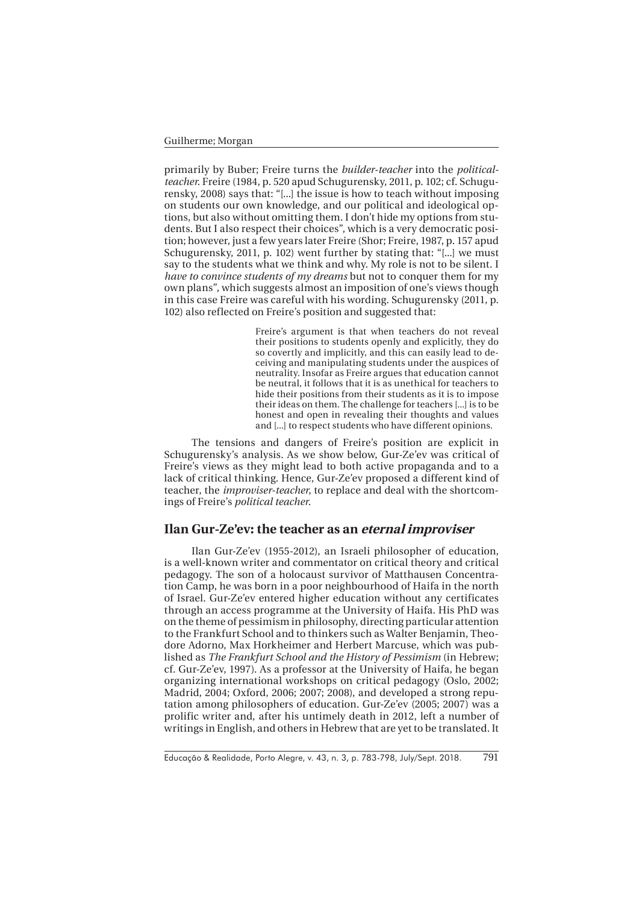primarily by Buber; Freire turns the *builder-teacher* into the *political-teacher*. Freire (1984, p. 520 apud Schugurensky, 2011, p. 102; cf. Schugurensky, 2008) says that: "[...] the issue is how to teach without imposing on students our own knowledge, and our political and ideological options, but also without omitting them. I don't hide my options from students. But I also respect their choices", which is a very democratic position; however, just a few years later Freire (Shor; Freire, 1987, p. 157 apud Schugurensky, 2011, p. 102) went further by stating that: "[...] we must say to the students what we think and why. My role is not to be silent. I *have to convince students of my dreams* but not to conquer them for my own plans", which suggests almost an imposition of one's views though in this case Freire was careful with his wording. Schugurensky (2011, p. 102) also reflected on Freire's position and suggested that:

> Freire's argument is that when teachers do not reveal their positions to students openly and explicitly, they do so covertly and implicitly, and this can easily lead to deceiving and manipulating students under the auspices of neutrality. Insofar as Freire argues that education cannot be neutral, it follows that it is as unethical for teachers to hide their positions from their students as it is to impose their ideas on them. The challenge for teachers [...] is to be honest and open in revealing their thoughts and values and [...] to respect students who have different opinions.

The tensions and dangers of Freire's position are explicit in Schugurensky's analysis. As we show below, Gur-Ze'ev was critical of Freire's views as they might lead to both active propaganda and to a lack of critical thinking. Hence, Gur-Ze'ev proposed a different kind of teacher, the *improviser-teacher*, to replace and deal with the shortcomings of Freire's *political teacher*.

## Ilan Gur-Ze'ev: the teacher as an *eternal improviser*

Ilan Gur-Ze'ev (1955-2012), an Israeli philosopher of education, is a well-known writer and commentator on critical theory and critical pedagogy. The son of a holocaust survivor of Matthausen Concentration Camp, he was born in a poor neighbourhood of Haifa in the north of Israel. Gur-Ze'ev entered higher education without any certificates through an access programme at the University of Haifa. His PhD was on the theme of pessimism in philosophy, directing particular attention to the Frankfurt School and to thinkers such as Walter Benjamin, Theodore Adorno, Max Horkheimer and Herbert Marcuse, which was published as *The Frankfurt School and the History of Pessimism* (in Hebrew; cf. Gur-Ze'ev, 1997). As a professor at the University of Haifa, he began organizing international workshops on critical pedagogy (Oslo, 2002; Madrid, 2004; Oxford, 2006; 2007; 2008), and developed a strong reputation among philosophers of education. Gur-Ze'ev (2005; 2007) was a prolific writer and, after his untimely death in 2012, left a number of writings in English, and others in Hebrew that are yet to be translated. It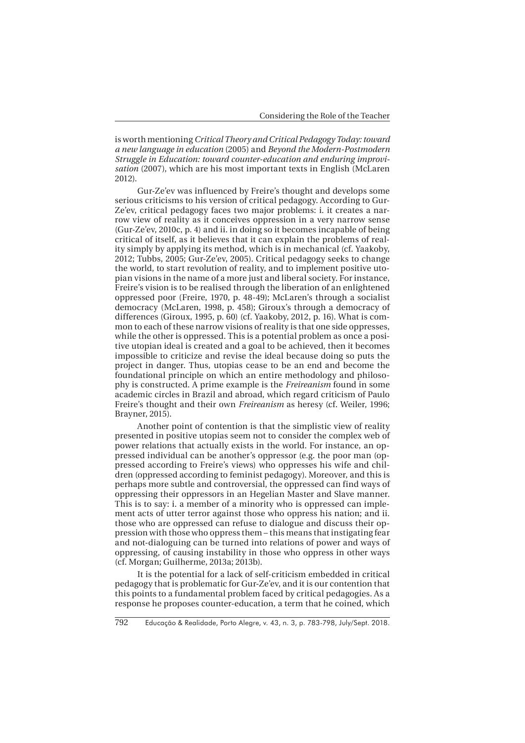is worth mentioning *Critical Theory and Critical Pedagogy Today: toward a new language in education* (2005) and *Beyond the Modern-Postmodern Struggle in Education: toward counter-education and enduring improvisation* (2007), which are his most important texts in English (McLaren 2012).

Gur-Ze'ev was influenced by Freire's thought and develops some serious criticisms to his version of critical pedagogy. According to Gur-Ze'ev, critical pedagogy faces two major problems: i. it creates a narrow view of reality as it conceives oppression in a very narrow sense (Gur-Ze'ev, 2010c, p. 4) and ii. in doing so it becomes incapable of being critical of itself, as it believes that it can explain the problems of reality simply by applying its method, which is in mechanical (cf. Yaakoby, 2012; Tubbs, 2005; Gur-Ze'ev, 2005). Critical pedagogy seeks to change the world, to start revolution of reality, and to implement positive utopian visions in the name of a more just and liberal society. For instance, Freire's vision is to be realised through the liberation of an enlightened oppressed poor (Freire, 1970, p. 48-49); McLaren's through a socialist democracy (McLaren, 1998, p. 458); Giroux's through a democracy of differences (Giroux, 1995, p. 60) (cf. Yaakoby, 2012, p. 16). What is common to each of these narrow visions of reality is that one side oppresses, while the other is oppressed. This is a potential problem as once a positive utopian ideal is created and a goal to be achieved, then it becomes impossible to criticize and revise the ideal because doing so puts the project in danger. Thus, utopias cease to be an end and become the foundational principle on which an entire methodology and philosophy is constructed. A prime example is the *Freireanism* found in some academic circles in Brazil and abroad, which regard criticism of Paulo Freire's thought and their own *Freireanism* as heresy (cf. Weiler, 1996; Brayner, 2015).

Another point of contention is that the simplistic view of reality presented in positive utopias seem not to consider the complex web of power relations that actually exists in the world. For instance, an oppressed individual can be another's oppressor (e.g. the poor man (oppressed according to Freire's views) who oppresses his wife and children (oppressed according to feminist pedagogy). Moreover, and this is perhaps more subtle and controversial, the oppressed can find ways of oppressing their oppressors in an Hegelian Master and Slave manner. This is to say: i. a member of a minority who is oppressed can implement acts of utter terror against those who oppress his nation; and ii. those who are oppressed can refuse to dialogue and discuss their oppression with those who oppress them – this means that instigating fear and not-dialoguing can be turned into relations of power and ways of oppressing, of causing instability in those who oppress in other ways (cf. Morgan; Guilherme, 2013a; 2013b).

It is the potential for a lack of self-criticism embedded in critical pedagogy that is problematic for Gur-Ze'ev, and it is our contention that this points to a fundamental problem faced by critical pedagogies. As a response he proposes counter-education, a term that he coined, which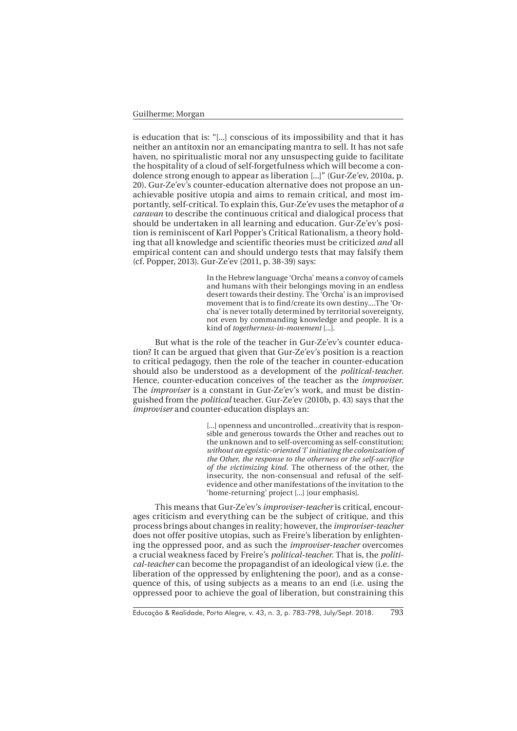is education that is: "[...] conscious of its impossibility and that it has neither an antitoxin nor an emancipating mantra to sell. It has not safe haven, no spiritualistic moral nor any unsuspecting guide to facilitate the hospitality of a cloud of self-forgetfulness which will become a condolence strong enough to appear as liberation [...]" (Gur-Ze'ev, 2010a, p. 20). Gur-Ze'ev's counter-education alternative does not propose an unachievable positive utopia and aims to remain critical, and most importantly, self-critical. To explain this, Gur-Ze'ev uses the metaphor of *a caravan* to describe the continuous critical and dialogical process that should be undertaken in all learning and education. Gur-Ze'ev's position is reminiscent of Karl Popper's Critical Rationalism, a theory holding that all knowledge and scientific theories must be criticized *and* all empirical content can and should undergo tests that may falsify them (cf. Popper, 2013). Gur-Ze'ev (2011, p. 38-39) says:

> In the Hebrew language 'Orcha' means a convoy of camels and humans with their belongings moving in an endless desert towards their destiny. The 'Orcha' is an improvised movement that is to find/create its own destiny....The 'Orcha' is never totally determined by territorial sovereignty, not even by commanding knowledge and people. It is a kind of *togetherness-in-movement* [...].

But what is the role of the teacher in Gur-Ze'ev's counter education? It can be argued that given that Gur-Ze'ev's position is a reaction to critical pedagogy, then the role of the teacher in counter-education should also be understood as a development of the *political-teacher*. Hence, counter-education conceives of the teacher as the *improviser*. The *improviser* is a constant in Gur-Ze'ev's work, and must be distinguished from the *political* teacher. Gur-Ze'ev (2010b, p. 43) says that the *improviser* and counter-education displays an:

> [...] openness and uncontrolled...creativity that is responsible and generous towards the Other and reaches out to the unknown and to self-overcoming as self-constitution; *without an egoistic-oriented 'I' initiating the colonization of the Other, the response to the otherness or the self-sacrifice of the victimizing kind*. The otherness of the other, the insecurity, the non-consensual and refusal of the self-evidence and other manifestations of the invitation to the 'home-returning' project [...] [our emphasis].

This means that Gur-Ze'ev's *improviser-teacher* is critical, encourages criticism and everything can be the subject of critique, and this process brings about changes in reality; however, the *improviser-teacher* does not offer positive utopias, such as Freire's liberation by enlightening the oppressed poor, and as such the *improviser-teacher* overcomes a crucial weakness faced by Freire's *political-teacher*. That is, the *political-teacher* can become the propagandist of an ideological view (i.e. the liberation of the oppressed by enlightening the poor), and as a consequence of this, of using subjects as a means to an end (i.e. using the oppressed poor to achieve the goal of liberation, but constraining this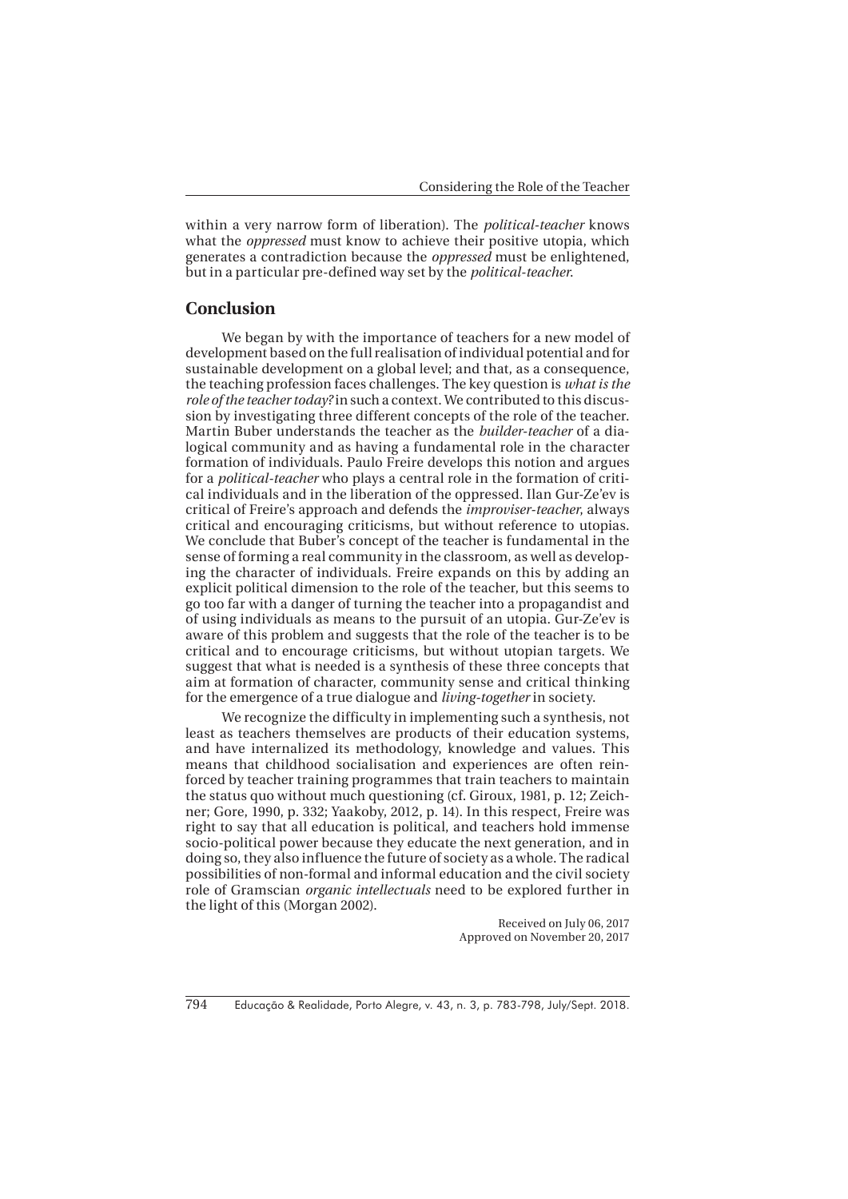within a very narrow form of liberation). The *political-teacher* knows what the *oppressed* must know to achieve their positive utopia, which generates a contradiction because the *oppressed* must be enlightened, but in a particular pre-defined way set by the *political-teacher*.

## Conclusion

We began by with the importance of teachers for a new model of development based on the full realisation of individual potential and for sustainable development on a global level; and that, as a consequence, the teaching profession faces challenges. The key question is *what is the role of the teacher today?* in such a context. We contributed to this discussion by investigating three different concepts of the role of the teacher. Martin Buber understands the teacher as the *builder-teacher* of a dialogical community and as having a fundamental role in the character formation of individuals. Paulo Freire develops this notion and argues for a *political-teacher* who plays a central role in the formation of critical individuals and in the liberation of the oppressed. Ilan Gur-Ze'ev is critical of Freire's approach and defends the *improviser-teacher*, always critical and encouraging criticisms, but without reference to utopias. We conclude that Buber's concept of the teacher is fundamental in the sense of forming a real community in the classroom, as well as developing the character of individuals. Freire expands on this by adding an explicit political dimension to the role of the teacher, but this seems to go too far with a danger of turning the teacher into a propagandist and of using individuals as means to the pursuit of an utopia. Gur-Ze'ev is aware of this problem and suggests that the role of the teacher is to be critical and to encourage criticisms, but without utopian targets. We suggest that what is needed is a synthesis of these three concepts that aim at formation of character, community sense and critical thinking for the emergence of a true dialogue and *living-together* in society.

We recognize the difficulty in implementing such a synthesis, not least as teachers themselves are products of their education systems, and have internalized its methodology, knowledge and values. This means that childhood socialisation and experiences are often reinforced by teacher training programmes that train teachers to maintain the status quo without much questioning (cf. Giroux, 1981, p. 12; Zeichner; Gore, 1990, p. 332; Yaakoby, 2012, p. 14). In this respect, Freire was right to say that all education is political, and teachers hold immense socio-political power because they educate the next generation, and in doing so, they also influence the future of society as a whole. The radical possibilities of non-formal and informal education and the civil society role of Gramscian *organic intellectuals* need to be explored further in the light of this (Morgan 2002).

Received on July 06, 2017
Approved on November 20, 2017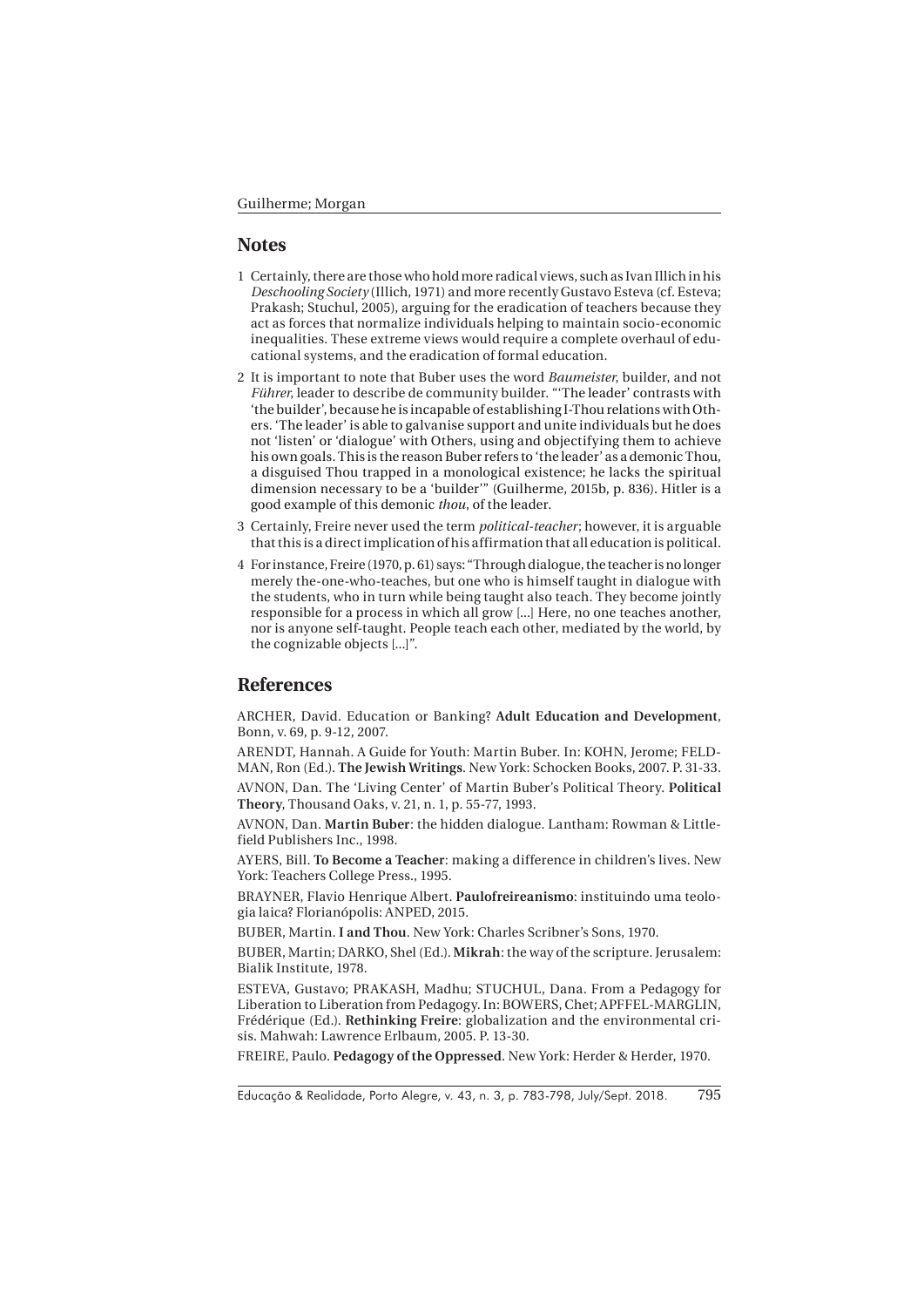## Notes

1 Certainly, there are those who hold more radical views, such as Ivan Illich in his *Deschooling Society* (Illich, 1971) and more recently Gustavo Esteva (cf. Esteva; Prakash; Stuchul, 2005), arguing for the eradication of teachers because they act as forces that normalize individuals helping to maintain socio-economic inequalities. These extreme views would require a complete overhaul of educational systems, and the eradication of formal education.

2 It is important to note that Buber uses the word *Baumeister*, builder, and not *Führer*, leader to describe de community builder. "'The leader' contrasts with 'the builder', because he is incapable of establishing I-Thou relations with Others. 'The leader' is able to galvanise support and unite individuals but he does not 'listen' or 'dialogue' with Others, using and objectifying them to achieve his own goals. This is the reason Buber refers to 'the leader' as a demonic Thou, a disguised Thou trapped in a monological existence; he lacks the spiritual dimension necessary to be a 'builder'" (Guilherme, 2015b, p. 836). Hitler is a good example of this demonic *thou*, of the leader.

3 Certainly, Freire never used the term *political-teacher*; however, it is arguable that this is a direct implication of his affirmation that all education is political.

4 For instance, Freire (1970, p. 61) says: "Through dialogue, the teacher is no longer merely the-one-who-teaches, but one who is himself taught in dialogue with the students, who in turn while being taught also teach. They become jointly responsible for a process in which all grow [...] Here, no one teaches another, nor is anyone self-taught. People teach each other, mediated by the world, by the cognizable objects [...]".

## References

ARCHER, David. Education or Banking? **Adult Education and Development**, Bonn, v. 69, p. 9-12, 2007.

ARENDT, Hannah. A Guide for Youth: Martin Buber. In: KOHN, Jerome; FELDMAN, Ron (Ed.). **The Jewish Writings**. New York: Schocken Books, 2007. P. 31-33.

AVNON, Dan. The 'Living Center' of Martin Buber's Political Theory. **Political Theory**, Thousand Oaks, v. 21, n. 1, p. 55-77, 1993.

AVNON, Dan. **Martin Buber**: the hidden dialogue. Lantham: Rowman & Littlefield Publishers Inc., 1998.

AYERS, Bill. **To Become a Teacher**: making a difference in children's lives. New York: Teachers College Press., 1995.

BRAYNER, Flavio Henrique Albert. **Paulofreireanismo**: instituindo uma teologia laica? Florianópolis: ANPED, 2015.

BUBER, Martin. **I and Thou**. New York: Charles Scribner's Sons, 1970.

BUBER, Martin; DARKO, Shel (Ed.). **Mikrah**: the way of the scripture. Jerusalem: Bialik Institute, 1978.

ESTEVA, Gustavo; PRAKASH, Madhu; STUCHUL, Dana. From a Pedagogy for Liberation to Liberation from Pedagogy. In: BOWERS, Chet; APFFEL-MARGLIN, Frédérique (Ed.). **Rethinking Freire**: globalization and the environmental crisis. Mahwah: Lawrence Erlbaum, 2005. P. 13-30.

FREIRE, Paulo. **Pedagogy of the Oppressed**. New York: Herder & Herder, 1970.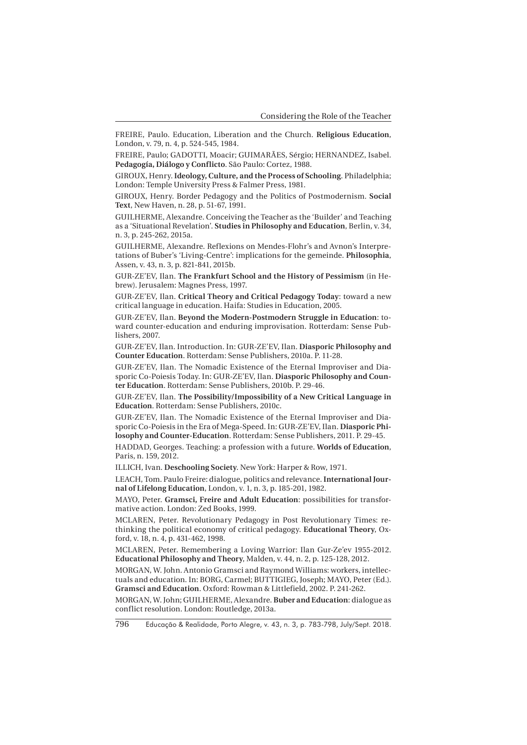FREIRE, Paulo. Education, Liberation and the Church. **Religious Education**, London, v. 79, n. 4, p. 524-545, 1984.

FREIRE, Paulo; GADOTTI, Moacir; GUIMARÃES, Sérgio; HERNANDEZ, Isabel. **Pedagogía, Diálogo y Conflicto**. São Paulo: Cortez, 1988.

GIROUX, Henry. **Ideology, Culture, and the Process of Schooling**. Philadelphia; London: Temple University Press & Falmer Press, 1981.

GIROUX, Henry. Border Pedagogy and the Politics of Postmodernism. **Social Text**, New Haven, n. 28, p. 51-67, 1991.

GUILHERME, Alexandre. Conceiving the Teacher as the 'Builder' and Teaching as a 'Situational Revelation'. **Studies in Philosophy and Education**, Berlin, v. 34, n. 3, p. 245-262, 2015a.

GUILHERME, Alexandre. Reflexions on Mendes-Flohr's and Avnon's Interpretations of Buber's 'Living-Centre': implications for the gemeinde. **Philosophia**, Assen, v. 43, n. 3, p. 821-841, 2015b.

GUR-ZE'EV, Ilan. **The Frankfurt School and the History of Pessimism** (in Hebrew). Jerusalem: Magnes Press, 1997.

GUR-ZE'EV, Ilan. **Critical Theory and Critical Pedagogy Today**: toward a new critical language in education. Haifa: Studies in Education, 2005.

GUR-ZE'EV, Ilan. **Beyond the Modern-Postmodern Struggle in Education**: toward counter-education and enduring improvisation. Rotterdam: Sense Publishers, 2007.

GUR-ZE'EV, Ilan. Introduction. In: GUR-ZE'EV, Ilan. **Diasporic Philosophy and Counter Education**. Rotterdam: Sense Publishers, 2010a. P. 11-28.

GUR-ZE'EV, Ilan. The Nomadic Existence of the Eternal Improviser and Diasporic Co-Poiesis Today. In: GUR-ZE'EV, Ilan. **Diasporic Philosophy and Counter Education**. Rotterdam: Sense Publishers, 2010b. P. 29-46.

GUR-ZE'EV, Ilan. **The Possibility/Impossibility of a New Critical Language in Education**. Rotterdam: Sense Publishers, 2010c.

GUR-ZE'EV, Ilan. The Nomadic Existence of the Eternal Improviser and Diasporic Co-Poiesis in the Era of Mega-Speed. In: GUR-ZE'EV, Ilan. **Diasporic Philosophy and Counter-Education**. Rotterdam: Sense Publishers, 2011. P. 29-45.

HADDAD, Georges. Teaching: a profession with a future. **Worlds of Education**, Paris, n. 159, 2012.

ILLICH, Ivan. **Deschooling Society**. New York: Harper & Row, 1971.

LEACH, Tom. Paulo Freire: dialogue, politics and relevance. **International Journal of Lifelong Education**, London, v. 1, n. 3, p. 185-201, 1982.

MAYO, Peter. **Gramsci, Freire and Adult Education**: possibilities for transformative action. London: Zed Books, 1999.

MCLAREN, Peter. Revolutionary Pedagogy in Post Revolutionary Times: rethinking the political economy of critical pedagogy. **Educational Theory**, Oxford, v. 18, n. 4, p. 431-462, 1998.

MCLAREN, Peter. Remembering a Loving Warrior: Ilan Gur-Ze'ev 1955-2012. **Educational Philosophy and Theory**, Malden, v. 44, n. 2, p. 125-128, 2012.

MORGAN, W. John. Antonio Gramsci and Raymond Williams: workers, intellectuals and education. In: BORG, Carmel; BUTTIGIEG, Joseph; MAYO, Peter (Ed.). **Gramsci and Education**. Oxford: Rowman & Littlefield, 2002. P. 241-262.

MORGAN, W. John; GUILHERME, Alexandre. **Buber and Education**: dialogue as conflict resolution. London: Routledge, 2013a.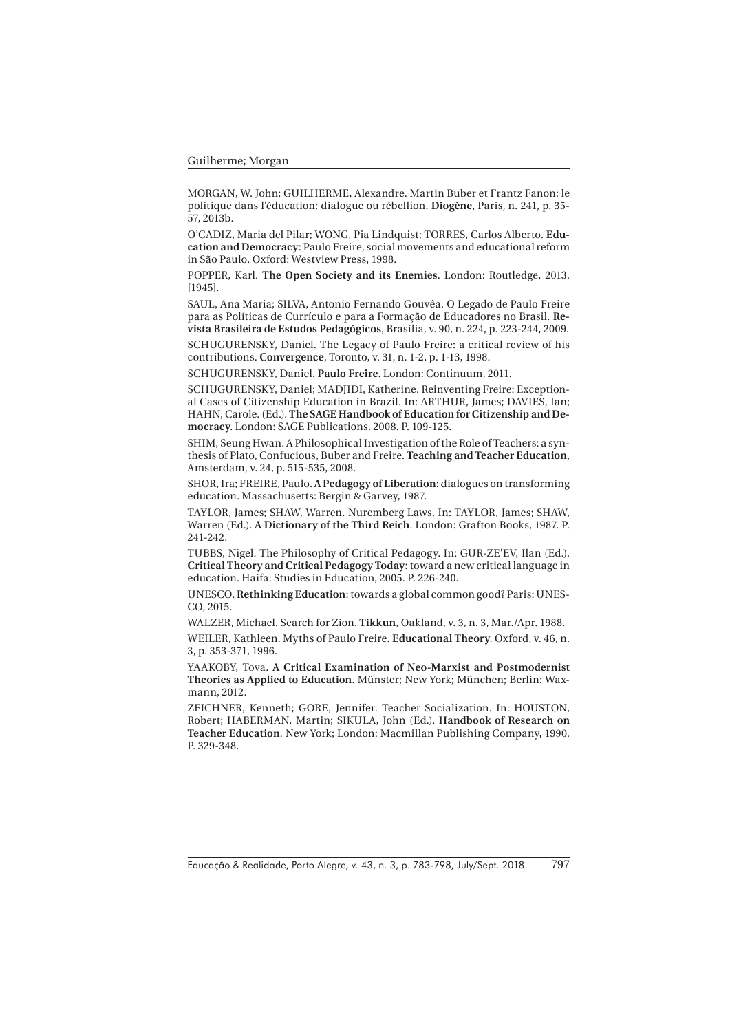MORGAN, W. John; GUILHERME, Alexandre. Martin Buber et Frantz Fanon: le politique dans l'éducation: dialogue ou rébellion. **Diogène**, Paris, n. 241, p. 35-57, 2013b.

O'CADIZ, Maria del Pilar; WONG, Pia Lindquist; TORRES, Carlos Alberto. **Education and Democracy**: Paulo Freire, social movements and educational reform in São Paulo. Oxford: Westview Press, 1998.

POPPER, Karl. **The Open Society and its Enemies**. London: Routledge, 2013. [1945].

SAUL, Ana Maria; SILVA, Antonio Fernando Gouvêa. O Legado de Paulo Freire para as Políticas de Currículo e para a Formação de Educadores no Brasil. **Revista Brasileira de Estudos Pedagógicos**, Brasília, v. 90, n. 224, p. 223-244, 2009.

SCHUGURENSKY, Daniel. The Legacy of Paulo Freire: a critical review of his contributions. **Convergence**, Toronto, v. 31, n. 1-2, p. 1-13, 1998.

SCHUGURENSKY, Daniel. **Paulo Freire**. London: Continuum, 2011.

SCHUGURENSKY, Daniel; MADJIDI, Katherine. Reinventing Freire: Exceptional Cases of Citizenship Education in Brazil. In: ARTHUR, James; DAVIES, Ian; HAHN, Carole. (Ed.). **The SAGE Handbook of Education for Citizenship and Democracy**. London: SAGE Publications. 2008. P. 109-125.

SHIM, Seung Hwan. A Philosophical Investigation of the Role of Teachers: a synthesis of Plato, Confucious, Buber and Freire. **Teaching and Teacher Education**, Amsterdam, v. 24, p. 515-535, 2008.

SHOR, Ira; FREIRE, Paulo. **A Pedagogy of Liberation**: dialogues on transforming education. Massachusetts: Bergin & Garvey, 1987.

TAYLOR, James; SHAW, Warren. Nuremberg Laws. In: TAYLOR, James; SHAW, Warren (Ed.). **A Dictionary of the Third Reich**. London: Grafton Books, 1987. P. 241-242.

TUBBS, Nigel. The Philosophy of Critical Pedagogy. In: GUR-ZE'EV, Ilan (Ed.). **Critical Theory and Critical Pedagogy Today**: toward a new critical language in education. Haifa: Studies in Education, 2005. P. 226-240.

UNESCO. **Rethinking Education**: towards a global common good? Paris: UNESCO, 2015.

WALZER, Michael. Search for Zion. **Tikkun**, Oakland, v. 3, n. 3, Mar./Apr. 1988.

WEILER, Kathleen. Myths of Paulo Freire. **Educational Theory**, Oxford, v. 46, n. 3, p. 353-371, 1996.

YAAKOBY, Tova. **A Critical Examination of Neo-Marxist and Postmodernist Theories as Applied to Education**. Münster; New York; München; Berlin: Waxmann, 2012.

ZEICHNER, Kenneth; GORE, Jennifer. Teacher Socialization. In: HOUSTON, Robert; HABERMAN, Martin; SIKULA, John (Ed.). **Handbook of Research on Teacher Education**. New York; London: Macmillan Publishing Company, 1990. P. 329-348.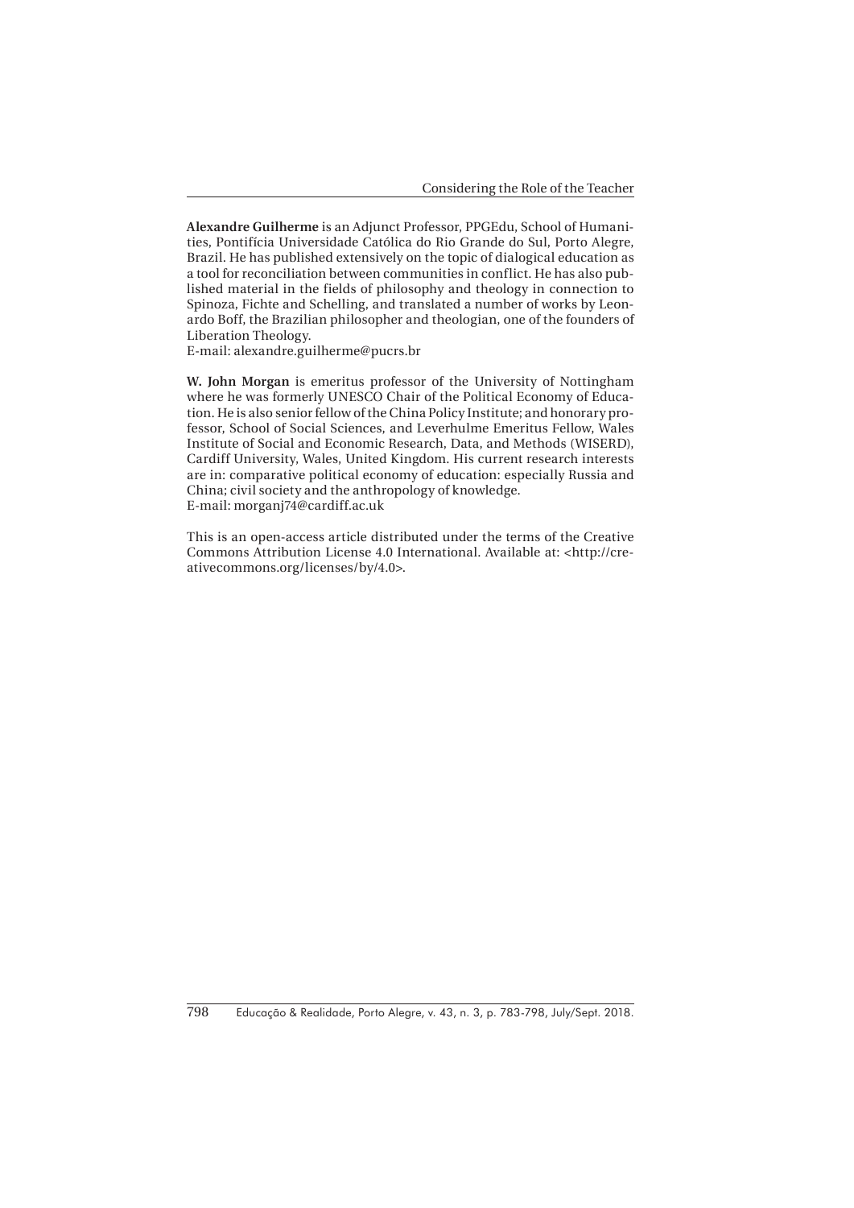**Alexandre Guilherme** is an Adjunct Professor, PPGEdu, School of Humanities, Pontifícia Universidade Católica do Rio Grande do Sul, Porto Alegre, Brazil. He has published extensively on the topic of dialogical education as a tool for reconciliation between communities in conflict. He has also published material in the fields of philosophy and theology in connection to Spinoza, Fichte and Schelling, and translated a number of works by Leonardo Boff, the Brazilian philosopher and theologian, one of the founders of Liberation Theology.
E-mail: alexandre.guilherme@pucrs.br

**W. John Morgan** is emeritus professor of the University of Nottingham where he was formerly UNESCO Chair of the Political Economy of Education. He is also senior fellow of the China Policy Institute; and honorary professor, School of Social Sciences, and Leverhulme Emeritus Fellow, Wales Institute of Social and Economic Research, Data, and Methods (WISERD), Cardiff University, Wales, United Kingdom. His current research interests are in: comparative political economy of education: especially Russia and China; civil society and the anthropology of knowledge.
E-mail: morganj74@cardiff.ac.uk

This is an open-access article distributed under the terms of the Creative Commons Attribution License 4.0 International. Available at: <http://creativecommons.org/licenses/by/4.0>.